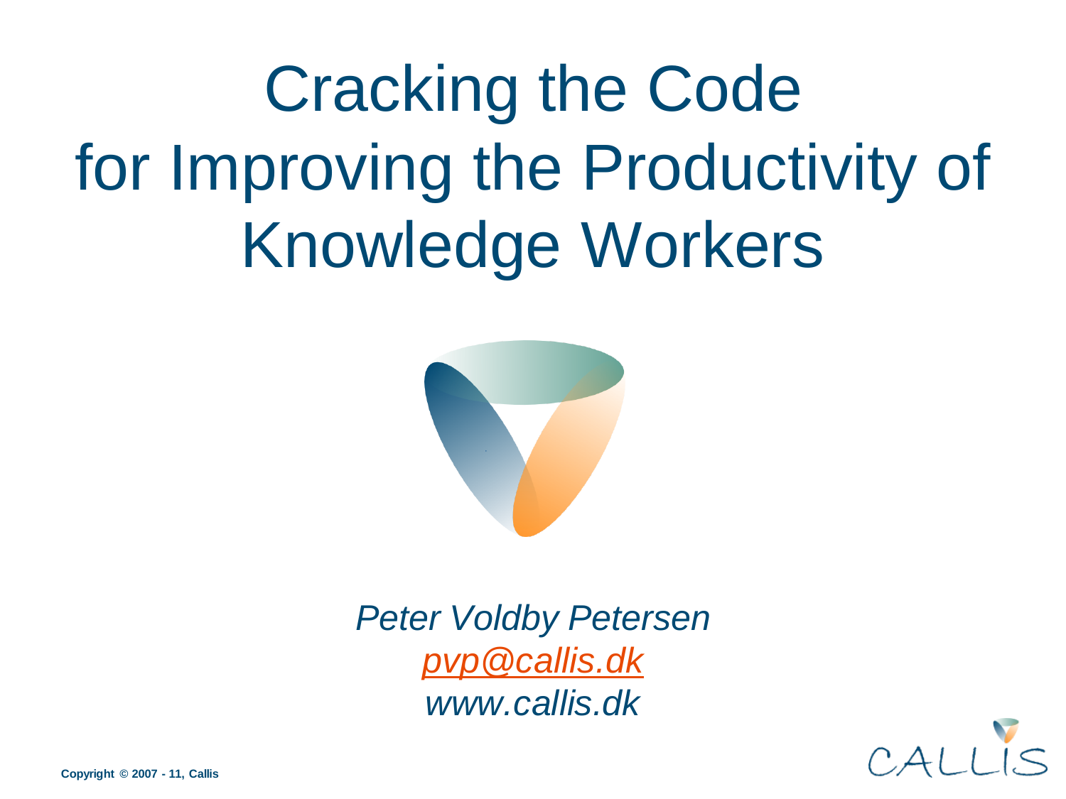# Cracking the Code for Improving the Productivity of Knowledge Workers

*Peter Voldby Petersen*
*pvp@callis.dk*
*www.callis.dk*

**Copyright © 2007 - 11, Callis**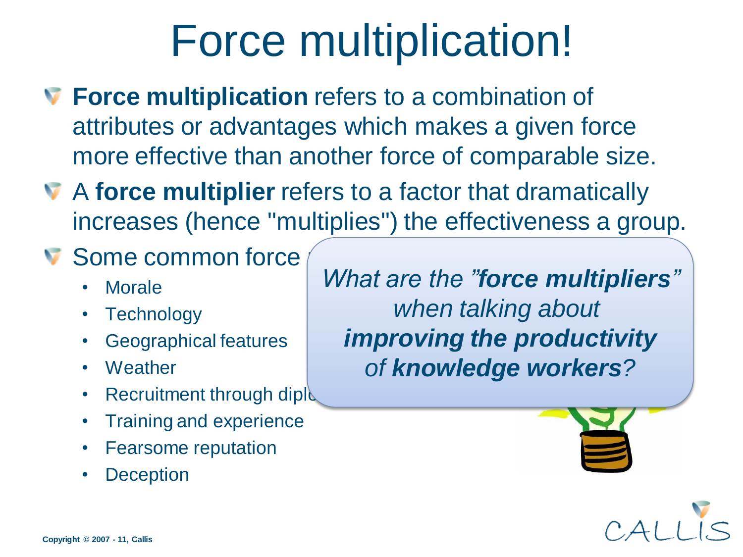# Force multiplication!

- **Force multiplication** refers to a combination of attributes or advantages which makes a given force more effective than another force of comparable size.
- A **force multiplier** refers to a factor that dramatically increases (hence "multiplies") the effectiveness a group.
- Some common force
  - Morale
  - Technology
  - Geographical features
  - Weather
  - Recruitment through diplo
  - Training and experience
  - Fearsome reputation
  - Deception

*What are the "**force multipliers**" when talking about **improving the productivity** of **knowledge workers**?*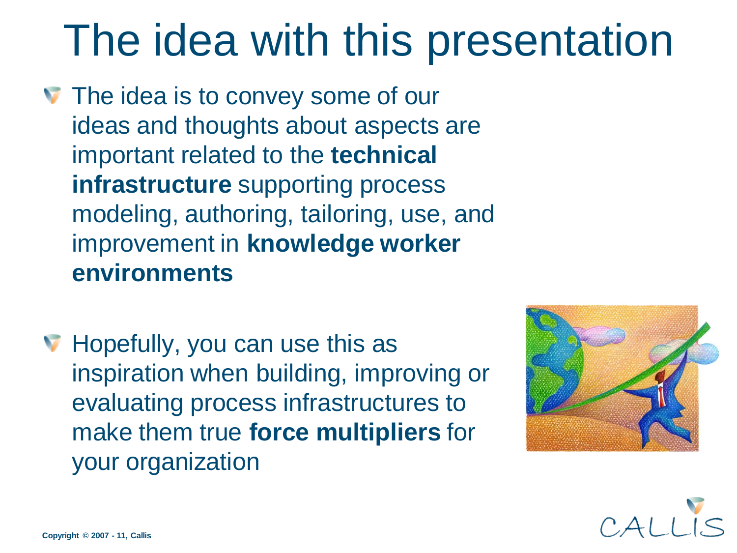# The idea with this presentation

- The idea is to convey some of our ideas and thoughts about aspects are important related to the **technical infrastructure** supporting process modeling, authoring, tailoring, use, and improvement in **knowledge worker environments**

- Hopefully, you can use this as inspiration when building, improving or evaluating process infrastructures to make them true **force multipliers** for your organization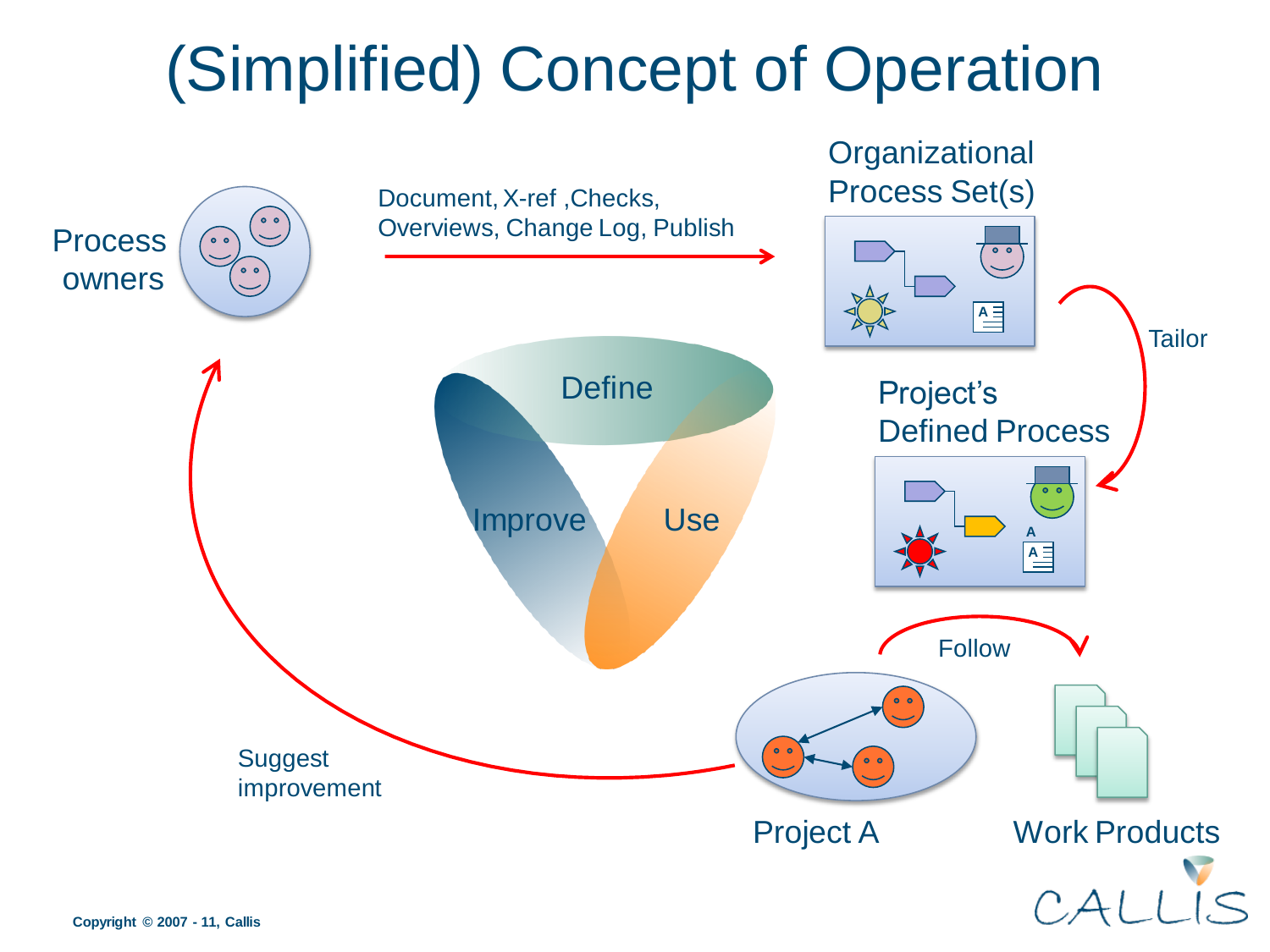# (Simplified) Concept of Operation

Process owners

Document, X-ref ,Checks, Overviews, Change Log, Publish

Organizational Process Set(s)

Tailor

Project's Defined Process

Define

Improve

Use

Follow

Suggest improvement

Project A

Work Products

Copyright © 2007 - 11, Callis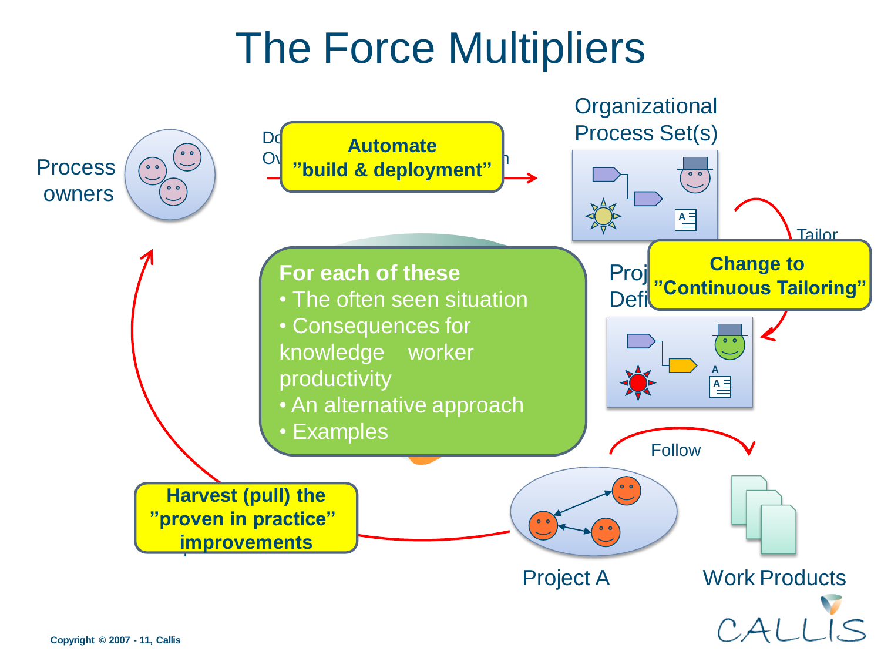# The Force Multipliers

Process owners

Automate "build & deployment"

Organizational Process Set(s)

Tailor

Change to "Continuous Tailoring"

Project Defined Process

**For each of these**

- The often seen situation
- Consequences for knowledge worker productivity
- An alternative approach
- Examples

Follow

Project A

Work Products

Harvest (pull) the "proven in practice" improvements

Copyright © 2007 - 11, Callis

CALLIS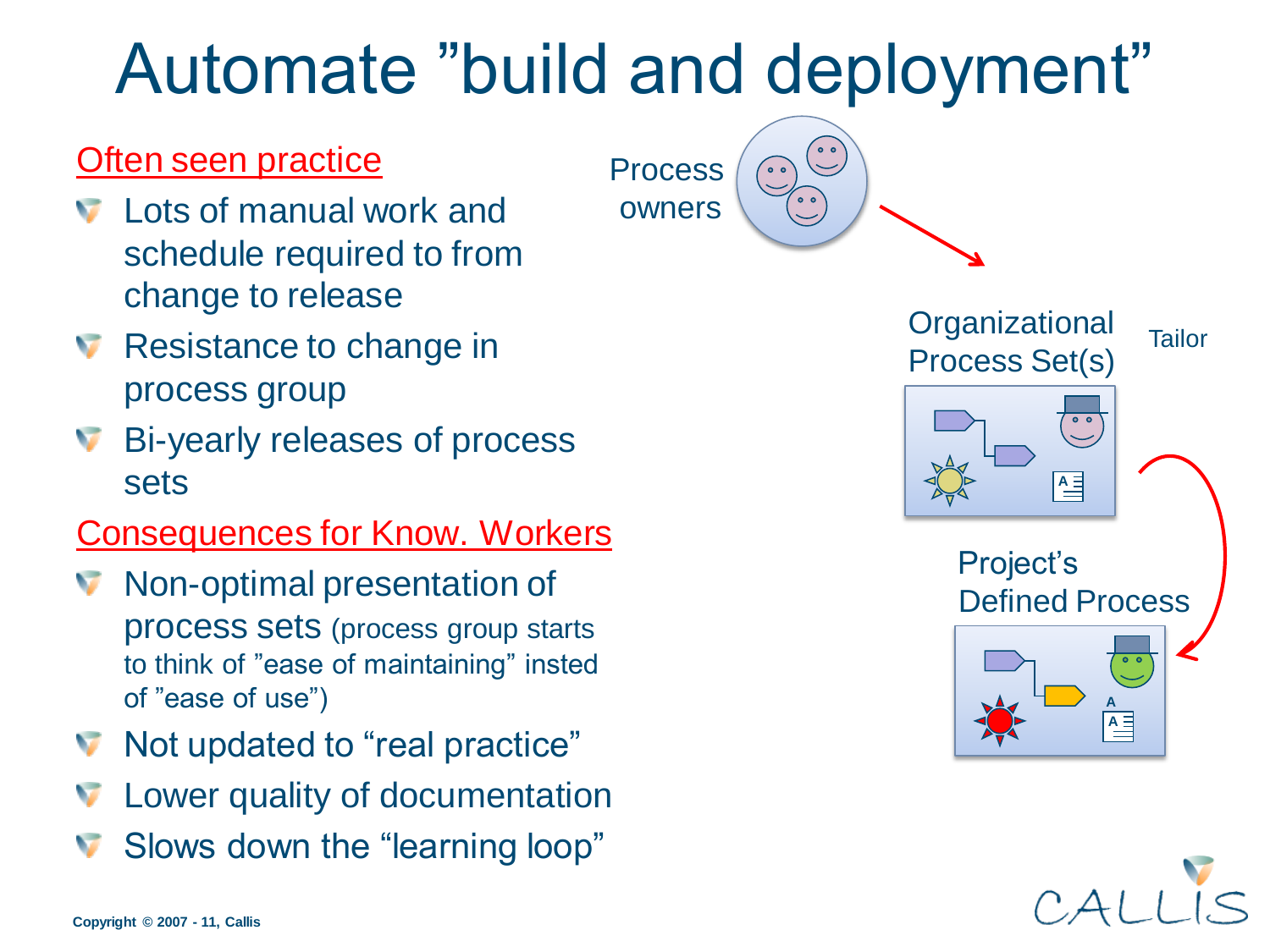# Automate ”build and deployment”

Often seen practice

- Lots of manual work and schedule required to from change to release
- Resistance to change in process group
- Bi-yearly releases of process sets

Consequences for Know. Workers

- Non-optimal presentation of process sets (process group starts to think of ”ease of maintaining” insted of ”ease of use”)
- Not updated to “real practice”
- Lower quality of documentation
- Slows down the “learning loop”

Process owners

Organizational Process Set(s)

Tailor

Project’s Defined Process

Copyright © 2007 - 11, Callis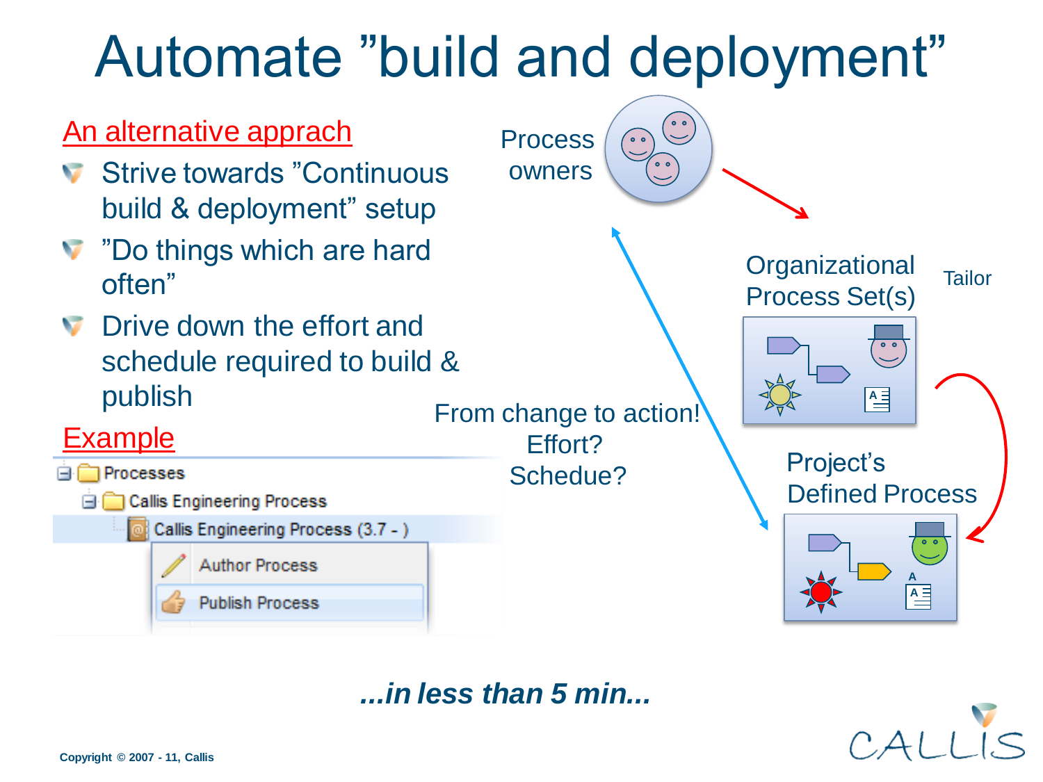# Automate "build and deployment"

<u>An alternative apprach</u>

- Strive towards "Continuous build & deployment" setup
- "Do things which are hard often"
- Drive down the effort and schedule required to build & publish

<u>Example</u>

- Processes
  - Callis Engineering Process
    - Callis Engineering Process (3.7 - )
      - Author Process
      - Publish Process

Process owners

Organizational Process Set(s)

Tailor

Project's Defined Process

From change to action!
Effort?
Schedue?

***...in less than 5 min...***

Copyright © 2007 - 11, Callis

CALLIS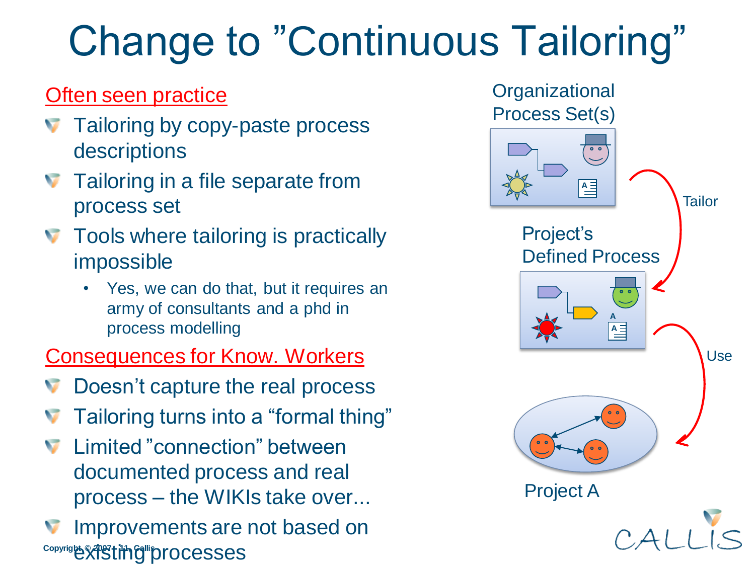# Change to "Continuous Tailoring"

Often seen practice

- Tailoring by copy-paste process descriptions
- Tailoring in a file separate from process set
- Tools where tailoring is practically impossible
  - Yes, we can do that, but it requires an army of consultants and a phd in process modelling

Consequences for Know. Workers

- Doesn't capture the real process
- Tailoring turns into a "formal thing"
- Limited "connection" between documented process and real process – the WIKIs take over...
- Improvements are not based on existing processes

Organizational Process Set(s)

Tailor

Project's Defined Process

Use

Project A

Copyright © 2007- 11, Callis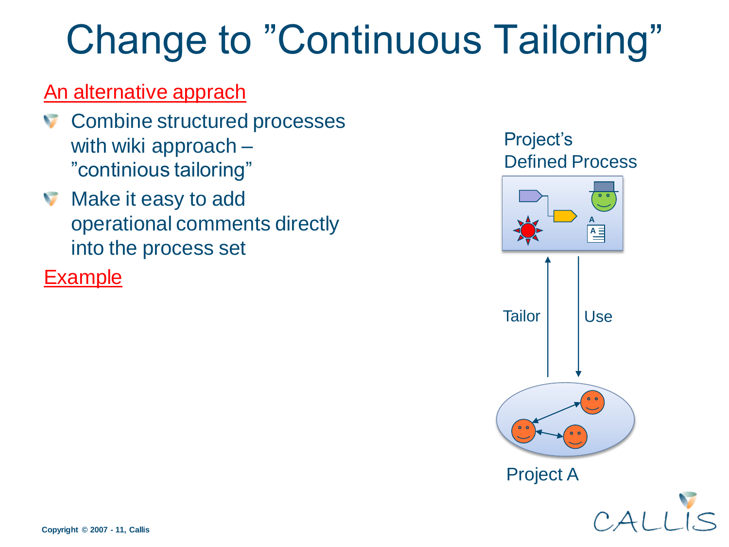# Change to ”Continuous Tailoring”

An alternative apprach

- Combine structured processes with wiki approach – ”continious tailoring”
- Make it easy to add operational comments directly into the process set

Example

Project’s Defined Process

Tailor

Use

Project A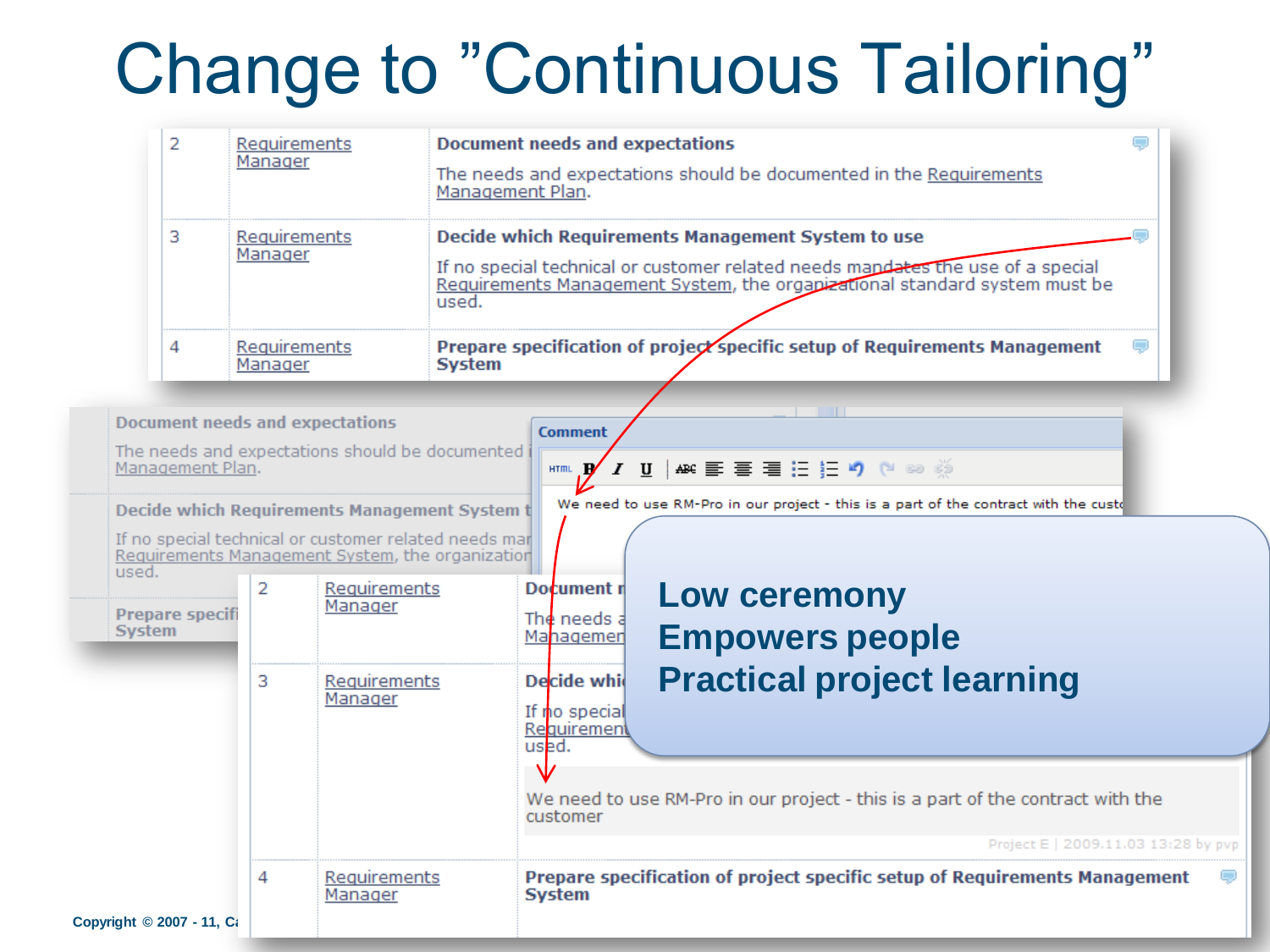# Change to "Continuous Tailoring"

| | | |
|---|---|---|
| 2 | Requirements Manager | **Document needs and expectations**<br>The needs and expectations should be documented in the Requirements Management Plan. |
| 3 | Requirements Manager | **Decide which Requirements Management System to use**<br>If no special technical or customer related needs mandates the use of a special Requirements Management System, the organizational standard system must be used. |
| 4 | Requirements Manager | **Prepare specification of project specific setup of Requirements Management System** |

**Comment**

We need to use RM-Pro in our project - this is a part of the contract with the custo

| | | |
|---|---|---|
| 2 | Requirements Manager | **Document n**<br>The needs a Managemen |
| 3 | Requirements Manager | **Decide whi**<br>If no special Requirement used.<br><br>We need to use RM-Pro in our project - this is a part of the contract with the customer<br>Project E \| 2009.11.03 13:28 by pvp |
| 4 | Requirements Manager | **Prepare specification of project specific setup of Requirements Management System** |

**Low ceremony**
**Empowers people**
**Practical project learning**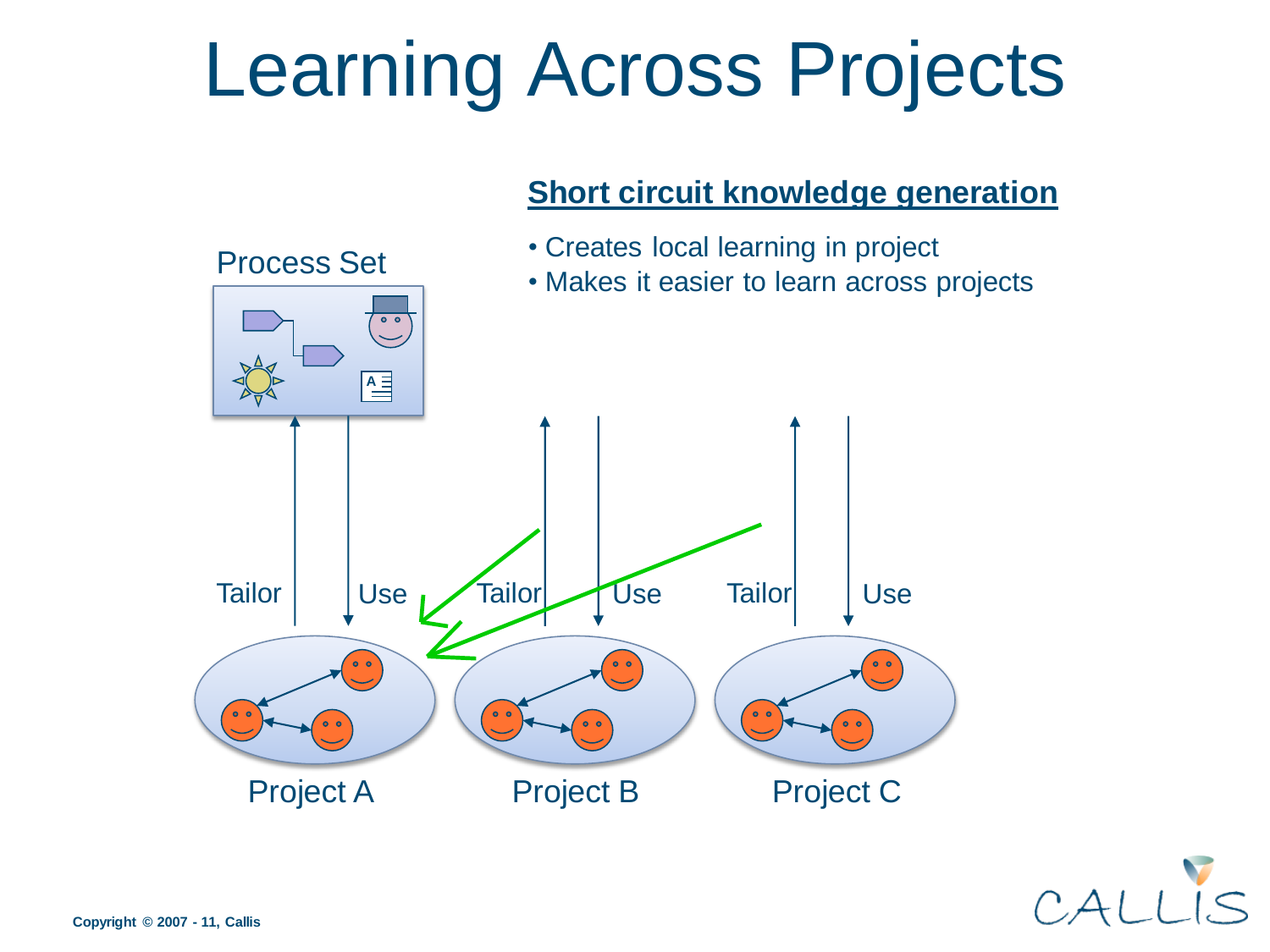# Learning Across Projects

**Short circuit knowledge generation**

- Creates local learning in project
- Makes it easier to learn across projects

Process Set

Tailor    Use    Tailor    Use    Tailor    Use

Project A    Project B    Project C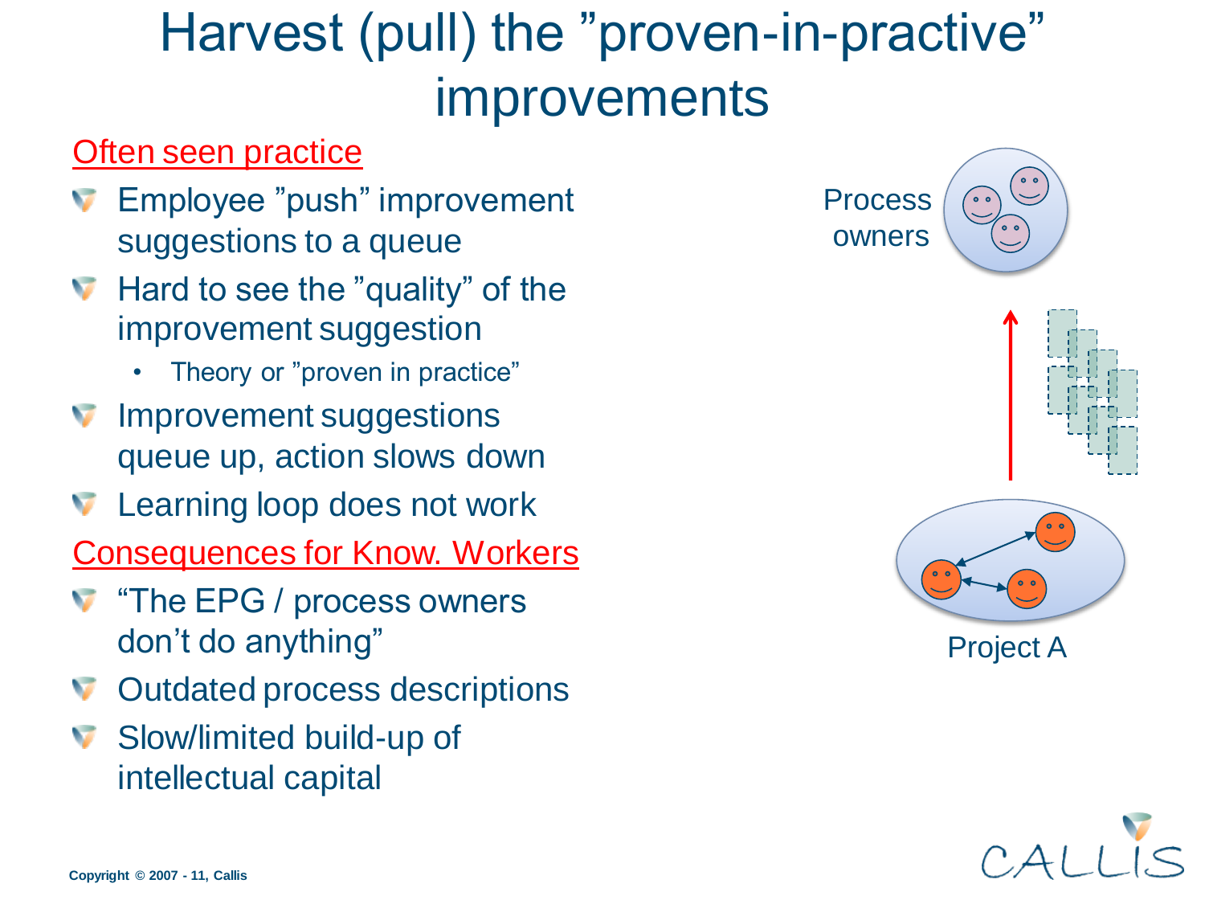# Harvest (pull) the "proven-in-practive" improvements

Often seen practice

- Employee "push" improvement suggestions to a queue
- Hard to see the "quality" of the improvement suggestion
  - Theory or "proven in practice"
- Improvement suggestions queue up, action slows down
- Learning loop does not work

Consequences for Know. Workers

- "The EPG / process owners don't do anything"
- Outdated process descriptions
- Slow/limited build-up of intellectual capital

Process owners

Project A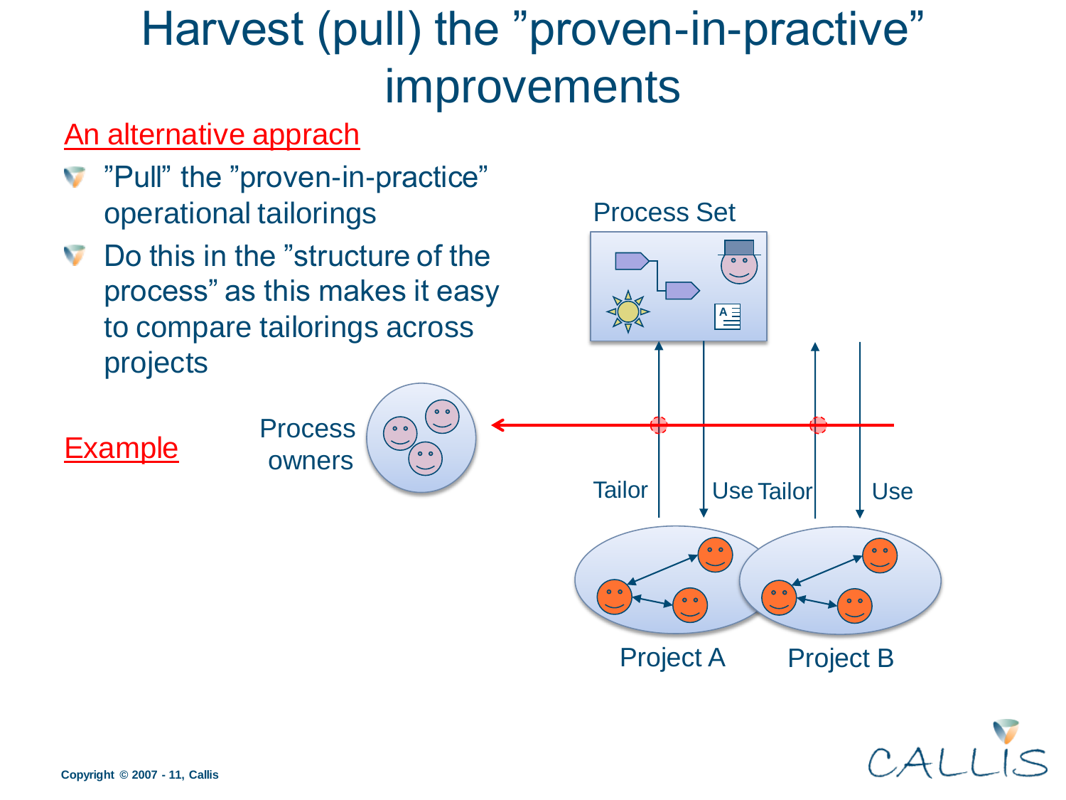# Harvest (pull) the "proven-in-practive" improvements

An alternative apprach

- "Pull" the "proven-in-practice" operational tailorings
- Do this in the "structure of the process" as this makes it easy to compare tailorings across projects

Example

Process owners

Process Set

Tailor

Use

Tailor

Use

Project A

Project B

Copyright © 2007 - 11, Callis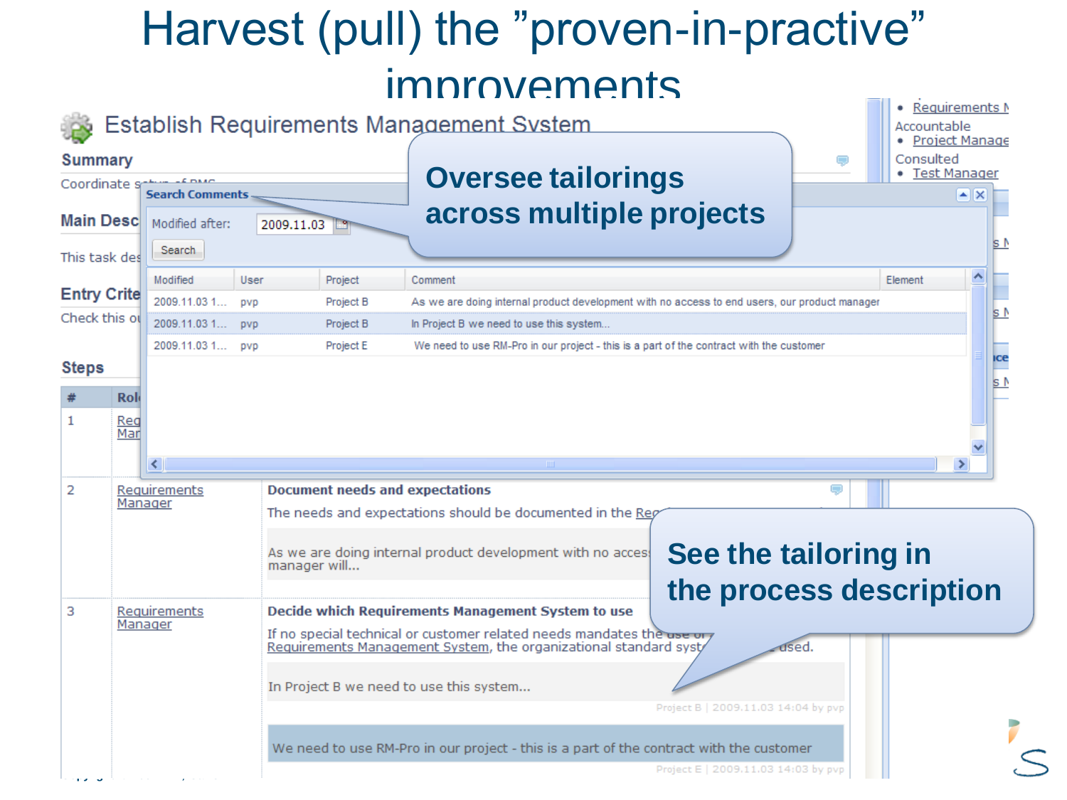# Harvest (pull) the "proven-in-practive" improvements

## Establish Requirements Management System

**Summary**

Coordinate s... of RMS

**Main Desc...**

This task des...

**Entry Crite...**

Check this o...

**Search Comments**

Modified after: 2009.11.03

Search

| Modified | User | Project | Comment | Element |
|---|---|---|---|---|
| 2009.11.03 1... | pvp | Project B | As we are doing internal product development with no access to end users, our product manager | |
| 2009.11.03 1... | pvp | Project B | In Project B we need to use this system... | |
| 2009.11.03 1... | pvp | Project E | We need to use RM-Pro in our project - this is a part of the contract with the customer | |

**Oversee tailorings across multiple projects**

- Requirements M...

Accountable

- Project Manage...

Consulted

- Test Manager

**Steps**

| # | Role | |
|---|---|---|
| 1 | Req... Man... | |
| 2 | Requirements Manager | **Document needs and expectations**<br>The needs and expectations should be documented in the Re...<br>As we are doing internal product development with no acces... manager will... |
| 3 | Requirements Manager | **Decide which Requirements Management System to use**<br>If no special technical or customer related needs mandates the use of... Requirements Management System, the organizational standard syst... used.<br>In Project B we need to use this system...<br>Project B \| 2009.11.03 14:04 by pvp<br>We need to use RM-Pro in our project - this is a part of the contract with the customer<br>Project E \| 2009.11.03 14:03 by pvp |

**See the tailoring in the process description**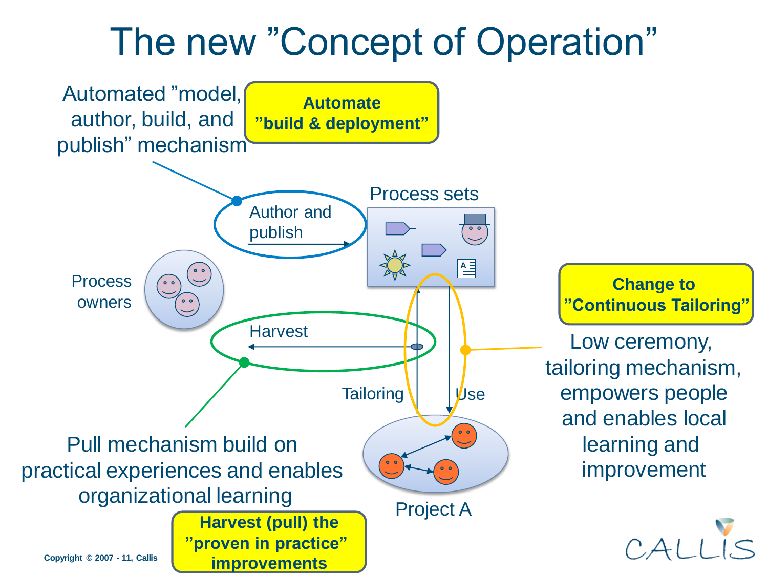# The new "Concept of Operation"

Automated "model, author, build, and publish" mechanism

**Automate "build & deployment"**

Author and publish

Process sets

Process owners

Harvest

Tailoring

Use

Project A

**Change to "Continuous Tailoring"**

Low ceremony, tailoring mechanism, empowers people and enables local learning and improvement

Pull mechanism build on practical experiences and enables organizational learning

**Harvest (pull) the "proven in practice" improvements**

Copyright © 2007 - 11, Callis

CALLIS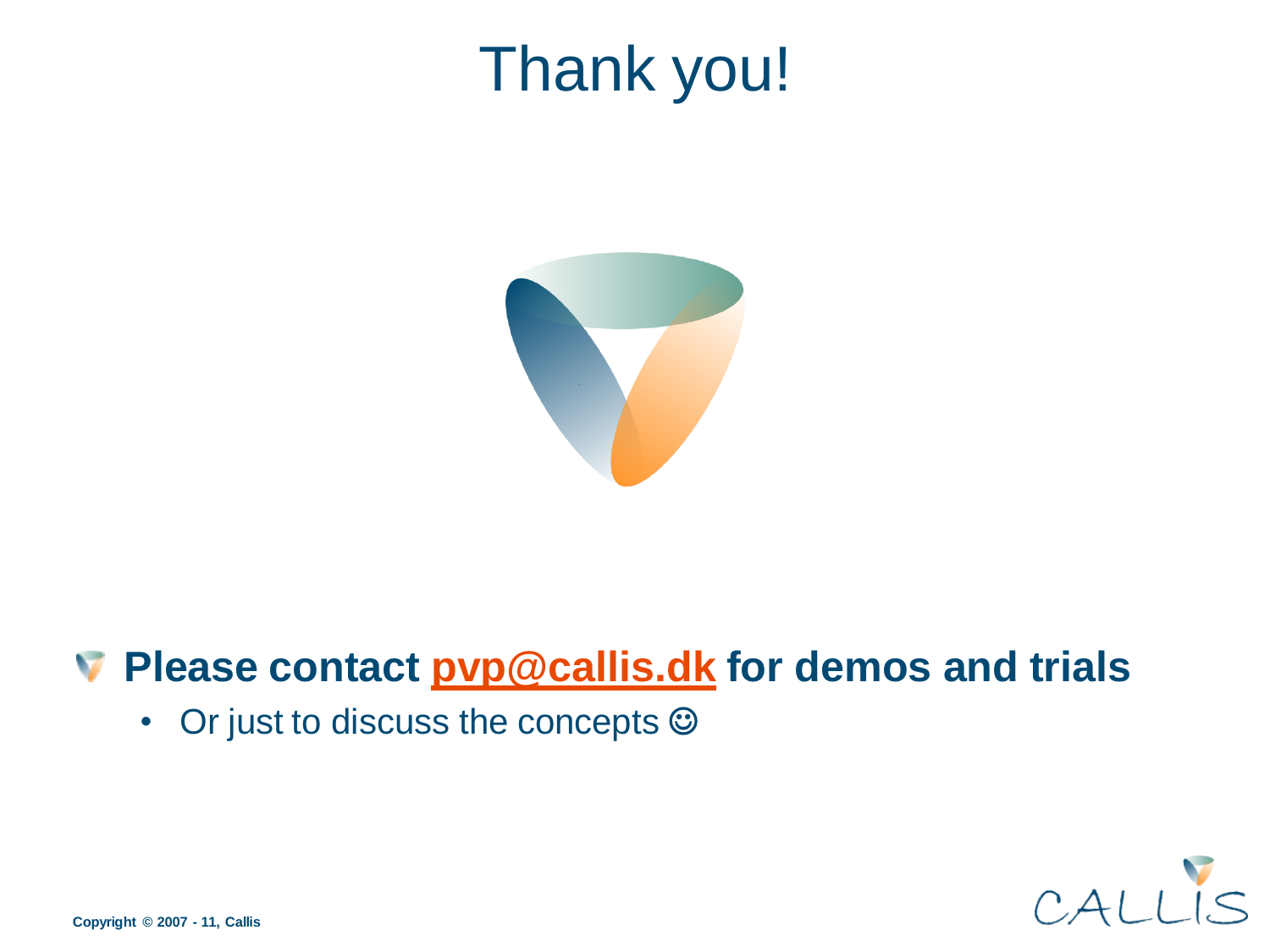# Thank you!

- **Please contact pvp@callis.dk for demos and trials**
  - Or just to discuss the concepts ☺

Copyright © 2007 - 11, Callis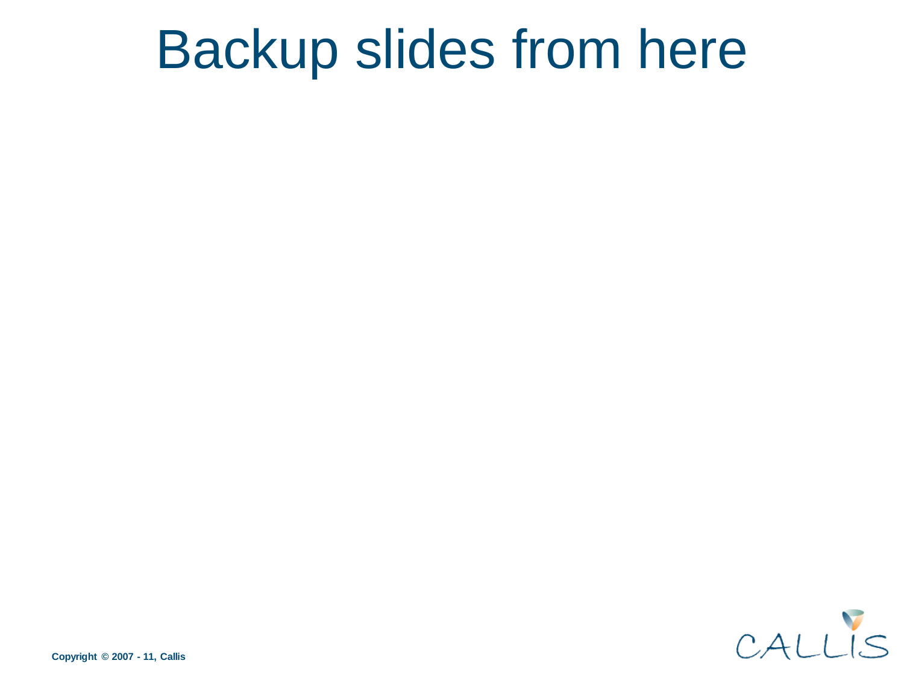# Backup slides from here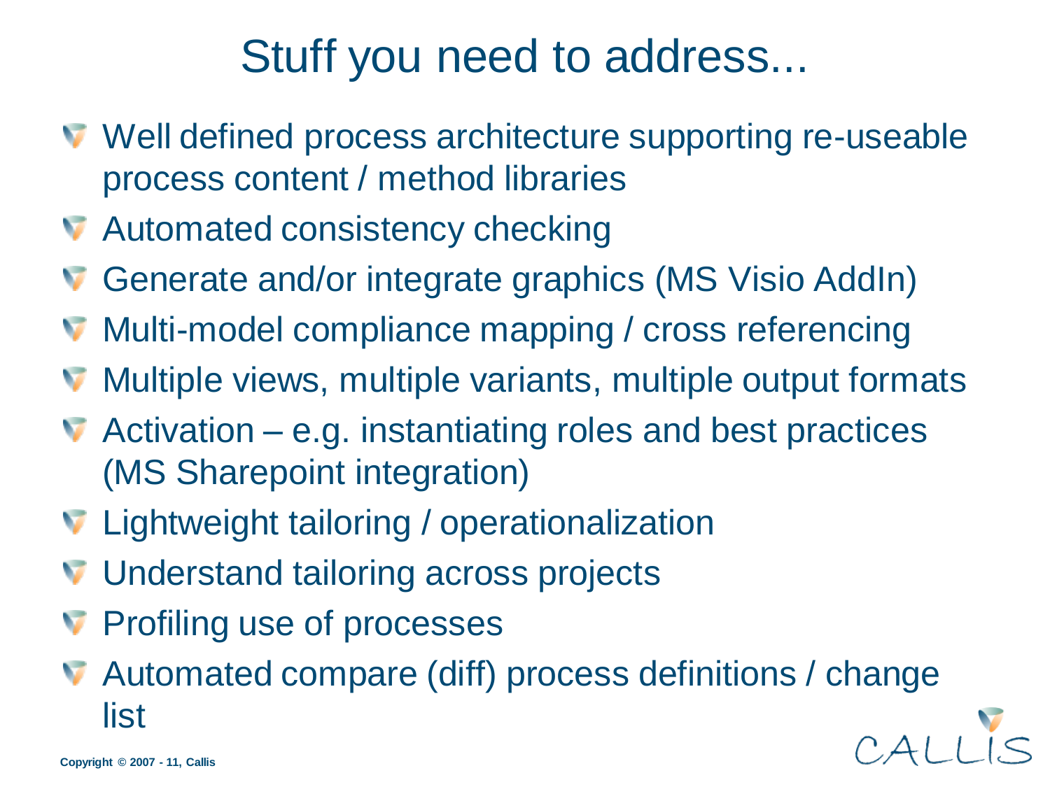# Stuff you need to address...

- Well defined process architecture supporting re-useable process content / method libraries
- Automated consistency checking
- Generate and/or integrate graphics (MS Visio AddIn)
- Multi-model compliance mapping / cross referencing
- Multiple views, multiple variants, multiple output formats
- Activation – e.g. instantiating roles and best practices (MS Sharepoint integration)
- Lightweight tailoring / operationalization
- Understand tailoring across projects
- Profiling use of processes
- Automated compare (diff) process definitions / change list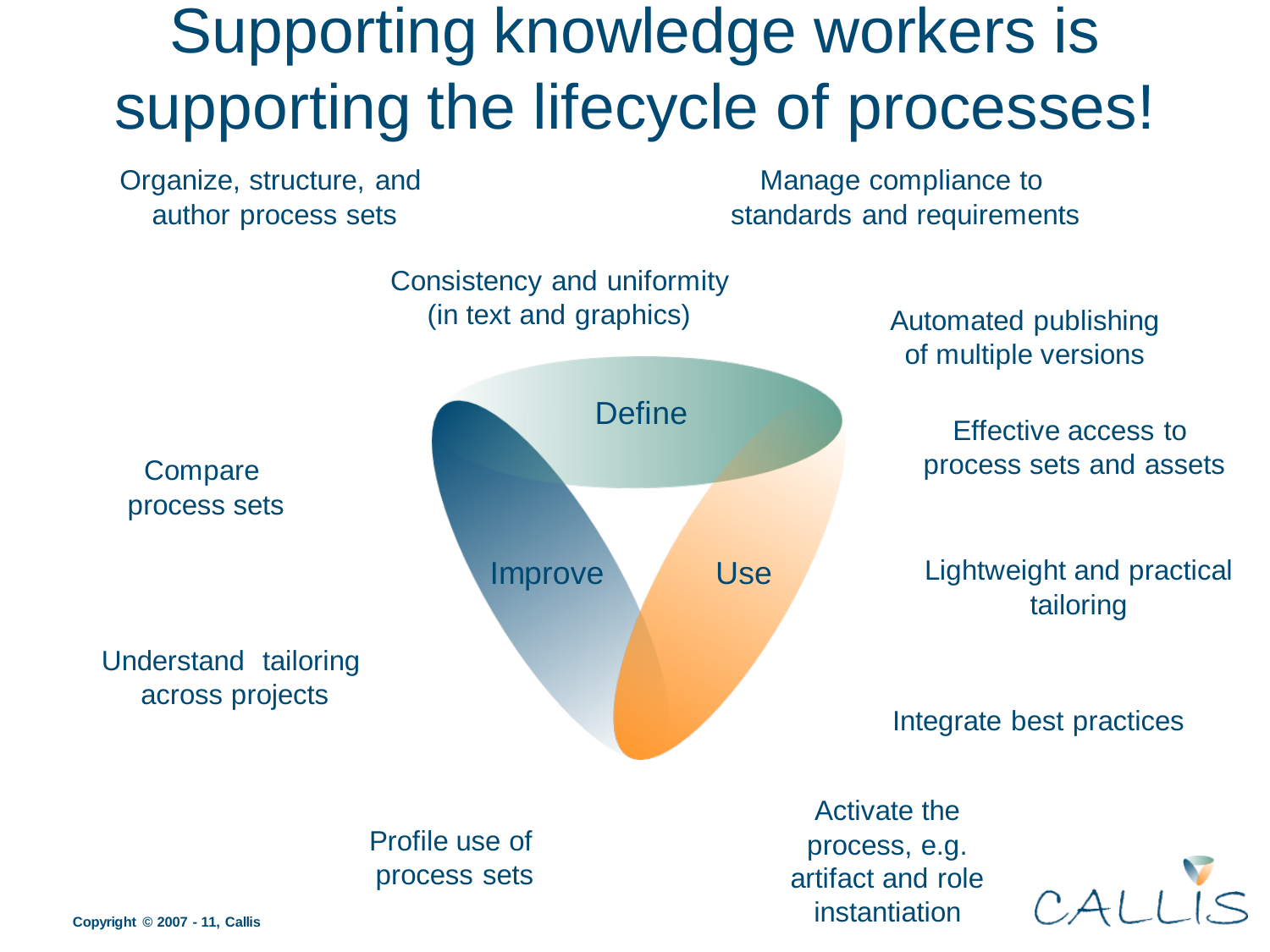# Supporting knowledge workers is supporting the lifecycle of processes!

Organize, structure, and author process sets

Manage compliance to standards and requirements

Consistency and uniformity (in text and graphics)

Automated publishing of multiple versions

Define

Effective access to process sets and assets

Compare process sets

Improve

Use

Lightweight and practical tailoring

Understand tailoring across projects

Integrate best practices

Profile use of process sets

Activate the process, e.g. artifact and role instantiation

CALLIS

Copyright © 2007 - 11, Callis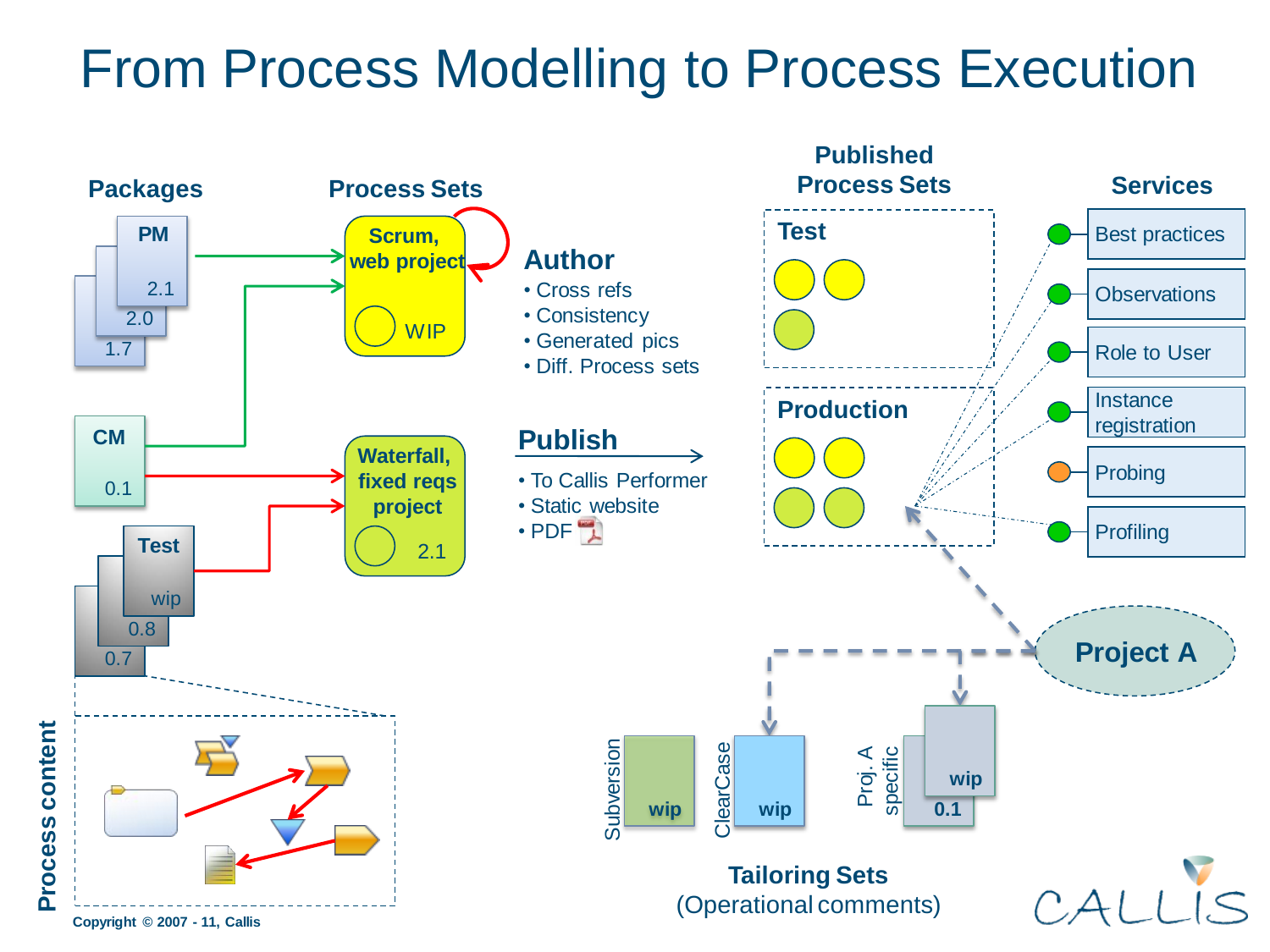# From Process Modelling to Process Execution

Packages

PM
2.1
2.0
1.7

CM
0.1

Test
wip
0.8
0.7

Process content

Process Sets

Scrum, web project
WIP

Waterfall, fixed reqs project
2.1

**Author**

- Cross refs
- Consistency
- Generated pics
- Diff. Process sets

**Publish**

- To Callis Performer
- Static website
- PDF

Published Process Sets

Test

Production

Services

- Best practices
- Observations
- Role to User
- Instance registration
- Probing
- Profiling

Project A

Subversion
wip

ClearCase
wip

Proj. A specific
wip
0.1

Tailoring Sets
(Operational comments)

Copyright © 2007 - 11, Callis

CALLIS